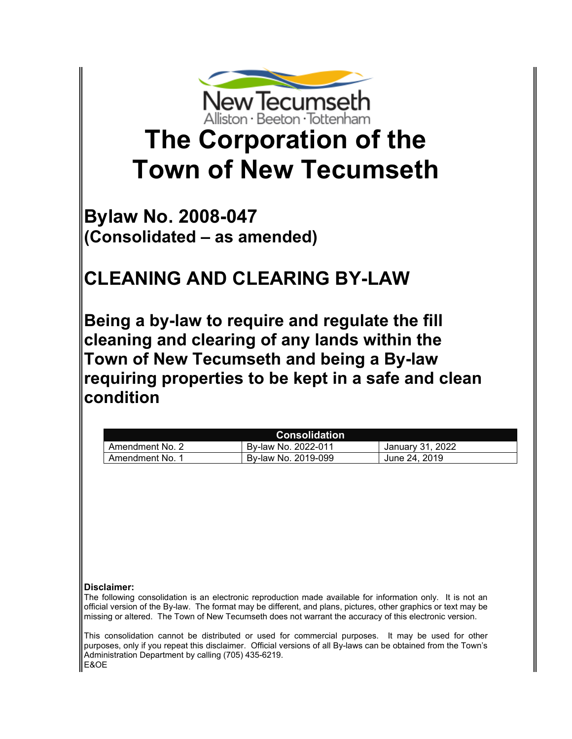New Tecumseth
Alliston · Beeton · Tottenham

# The Corporation of the Town of New Tecumseth

## Bylaw No. 2008-047
## (Consolidated – as amended)

## CLEANING AND CLEARING BY-LAW

## Being a by-law to require and regulate the fill cleaning and clearing of any lands within the Town of New Tecumseth and being a By-law requiring properties to be kept in a safe and clean condition

| Consolidation | | |
|---|---|---|
| Amendment No. 2 | By-law No. 2022-011 | January 31, 2022 |
| Amendment No. 1 | By-law No. 2019-099 | June 24, 2019 |

**Disclaimer:**
The following consolidation is an electronic reproduction made available for information only. It is not an official version of the By-law. The format may be different, and plans, pictures, other graphics or text may be missing or altered. The Town of New Tecumseth does not warrant the accuracy of this electronic version.

This consolidation cannot be distributed or used for commercial purposes. It may be used for other purposes, only if you repeat this disclaimer. Official versions of all By-laws can be obtained from the Town's Administration Department by calling (705) 435-6219.
E&OE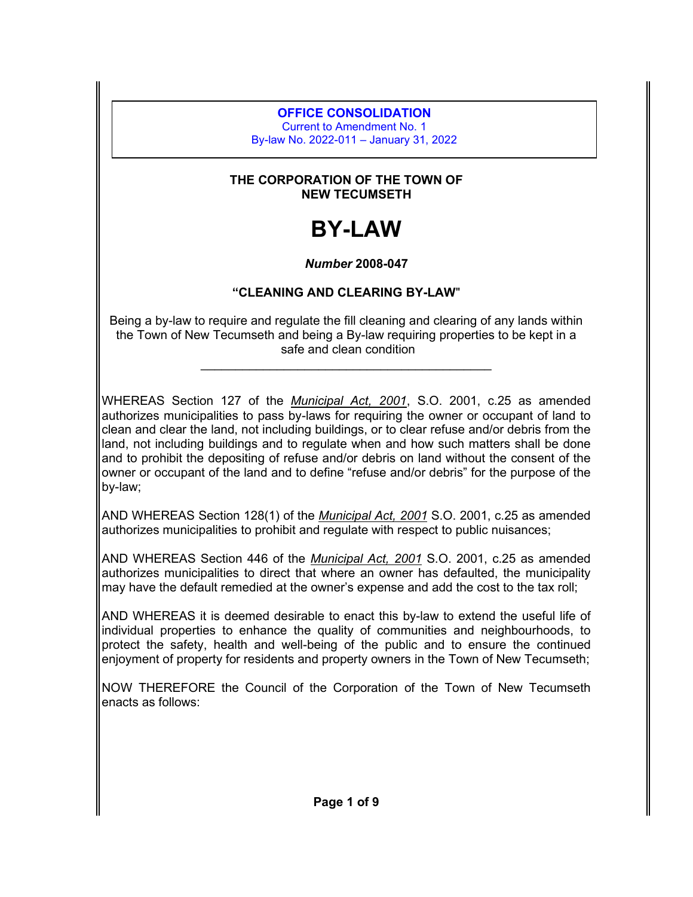**OFFICE CONSOLIDATION**
Current to Amendment No. 1
By-law No. 2022-011 – January 31, 2022

**THE CORPORATION OF THE TOWN OF NEW TECUMSETH**

# BY-LAW

***Number* 2008-047**

**"CLEANING AND CLEARING BY-LAW"**

Being a by-law to require and regulate the fill cleaning and clearing of any lands within the Town of New Tecumseth and being a By-law requiring properties to be kept in a safe and clean condition

---

WHEREAS Section 127 of the *Municipal Act, 2001*, S.O. 2001, c.25 as amended authorizes municipalities to pass by-laws for requiring the owner or occupant of land to clean and clear the land, not including buildings, or to clear refuse and/or debris from the land, not including buildings and to regulate when and how such matters shall be done and to prohibit the depositing of refuse and/or debris on land without the consent of the owner or occupant of the land and to define "refuse and/or debris" for the purpose of the by-law;

AND WHEREAS Section 128(1) of the *Municipal Act, 2001* S.O. 2001, c.25 as amended authorizes municipalities to prohibit and regulate with respect to public nuisances;

AND WHEREAS Section 446 of the *Municipal Act, 2001* S.O. 2001, c.25 as amended authorizes municipalities to direct that where an owner has defaulted, the municipality may have the default remedied at the owner's expense and add the cost to the tax roll;

AND WHEREAS it is deemed desirable to enact this by-law to extend the useful life of individual properties to enhance the quality of communities and neighbourhoods, to protect the safety, health and well-being of the public and to ensure the continued enjoyment of property for residents and property owners in the Town of New Tecumseth;

NOW THEREFORE the Council of the Corporation of the Town of New Tecumseth enacts as follows: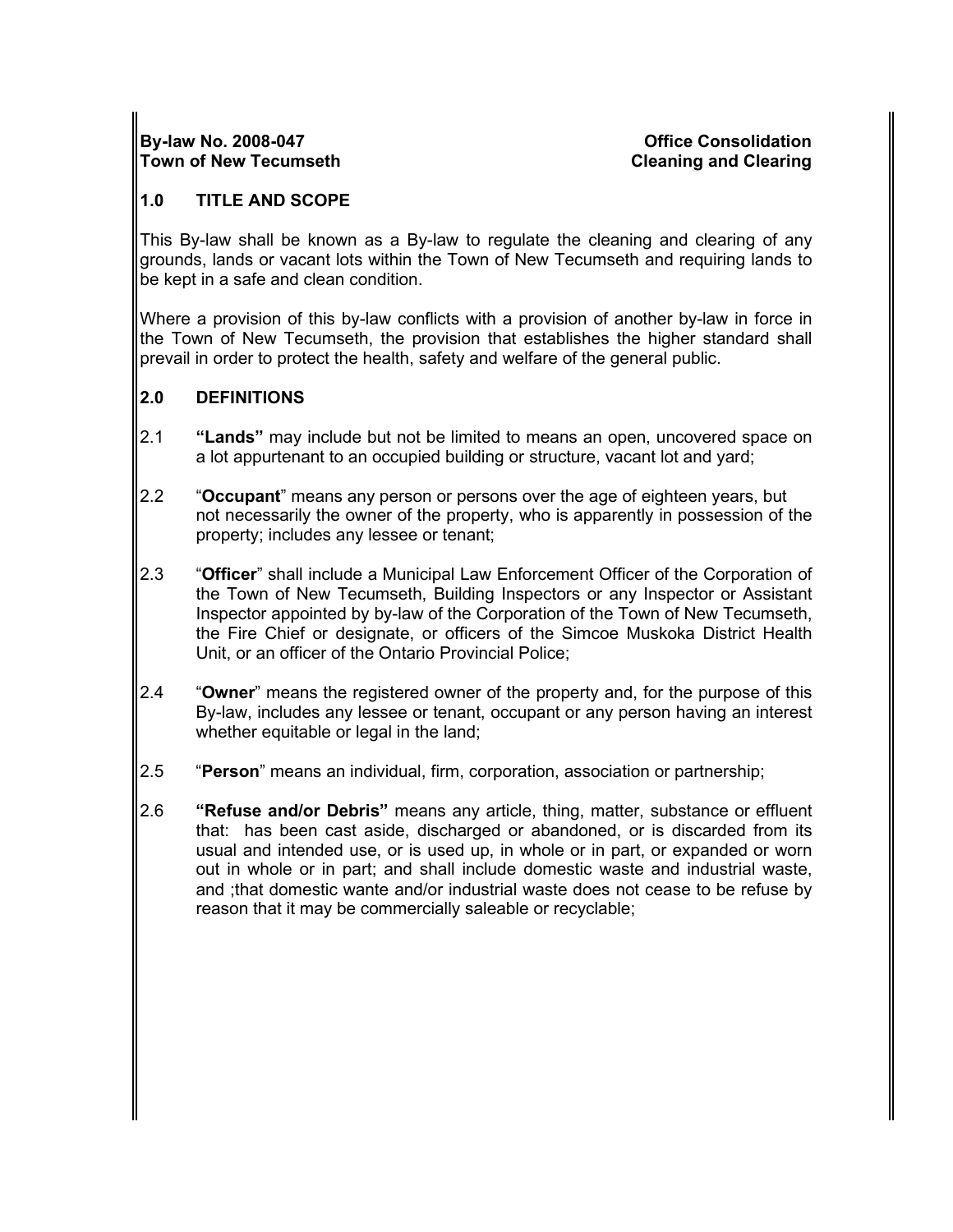## 1.0 TITLE AND SCOPE

This By-law shall be known as a By-law to regulate the cleaning and clearing of any grounds, lands or vacant lots within the Town of New Tecumseth and requiring lands to be kept in a safe and clean condition.

Where a provision of this by-law conflicts with a provision of another by-law in force in the Town of New Tecumseth, the provision that establishes the higher standard shall prevail in order to protect the health, safety and welfare of the general public.

## 2.0 DEFINITIONS

2.1 **"Lands"** may include but not be limited to means an open, uncovered space on a lot appurtenant to an occupied building or structure, vacant lot and yard;

2.2 "**Occupant**" means any person or persons over the age of eighteen years, but not necessarily the owner of the property, who is apparently in possession of the property; includes any lessee or tenant;

2.3 "**Officer**" shall include a Municipal Law Enforcement Officer of the Corporation of the Town of New Tecumseth, Building Inspectors or any Inspector or Assistant Inspector appointed by by-law of the Corporation of the Town of New Tecumseth, the Fire Chief or designate, or officers of the Simcoe Muskoka District Health Unit, or an officer of the Ontario Provincial Police;

2.4 "**Owner**" means the registered owner of the property and, for the purpose of this By-law, includes any lessee or tenant, occupant or any person having an interest whether equitable or legal in the land;

2.5 "**Person**" means an individual, firm, corporation, association or partnership;

2.6 **"Refuse and/or Debris"** means any article, thing, matter, substance or effluent that: has been cast aside, discharged or abandoned, or is discarded from its usual and intended use, or is used up, in whole or in part, or expanded or worn out in whole or in part; and shall include domestic waste and industrial waste, and ;that domestic wante and/or industrial waste does not cease to be refuse by reason that it may be commercially saleable or recyclable;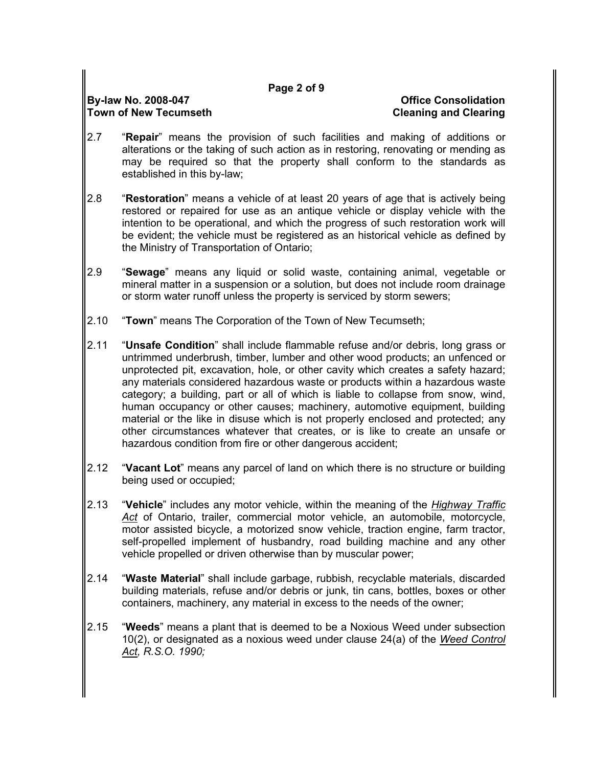2.7 "**Repair**" means the provision of such facilities and making of additions or alterations or the taking of such action as in restoring, renovating or mending as may be required so that the property shall conform to the standards as established in this by-law;

2.8 "**Restoration**" means a vehicle of at least 20 years of age that is actively being restored or repaired for use as an antique vehicle or display vehicle with the intention to be operational, and which the progress of such restoration work will be evident; the vehicle must be registered as an historical vehicle as defined by the Ministry of Transportation of Ontario;

2.9 "**Sewage**" means any liquid or solid waste, containing animal, vegetable or mineral matter in a suspension or a solution, but does not include room drainage or storm water runoff unless the property is serviced by storm sewers;

2.10 "**Town**" means The Corporation of the Town of New Tecumseth;

2.11 "**Unsafe Condition**" shall include flammable refuse and/or debris, long grass or untrimmed underbrush, timber, lumber and other wood products; an unfenced or unprotected pit, excavation, hole, or other cavity which creates a safety hazard; any materials considered hazardous waste or products within a hazardous waste category; a building, part or all of which is liable to collapse from snow, wind, human occupancy or other causes; machinery, automotive equipment, building material or the like in disuse which is not properly enclosed and protected; any other circumstances whatever that creates, or is like to create an unsafe or hazardous condition from fire or other dangerous accident;

2.12 "**Vacant Lot**" means any parcel of land on which there is no structure or building being used or occupied;

2.13 "**Vehicle**" includes any motor vehicle, within the meaning of the *Highway Traffic Act* of Ontario, trailer, commercial motor vehicle, an automobile, motorcycle, motor assisted bicycle, a motorized snow vehicle, traction engine, farm tractor, self-propelled implement of husbandry, road building machine and any other vehicle propelled or driven otherwise than by muscular power;

2.14 "**Waste Material**" shall include garbage, rubbish, recyclable materials, discarded building materials, refuse and/or debris or junk, tin cans, bottles, boxes or other containers, machinery, any material in excess to the needs of the owner;

2.15 "**Weeds**" means a plant that is deemed to be a Noxious Weed under subsection 10(2), or designated as a noxious weed under clause 24(a) of the *Weed Control Act, R.S.O. 1990;*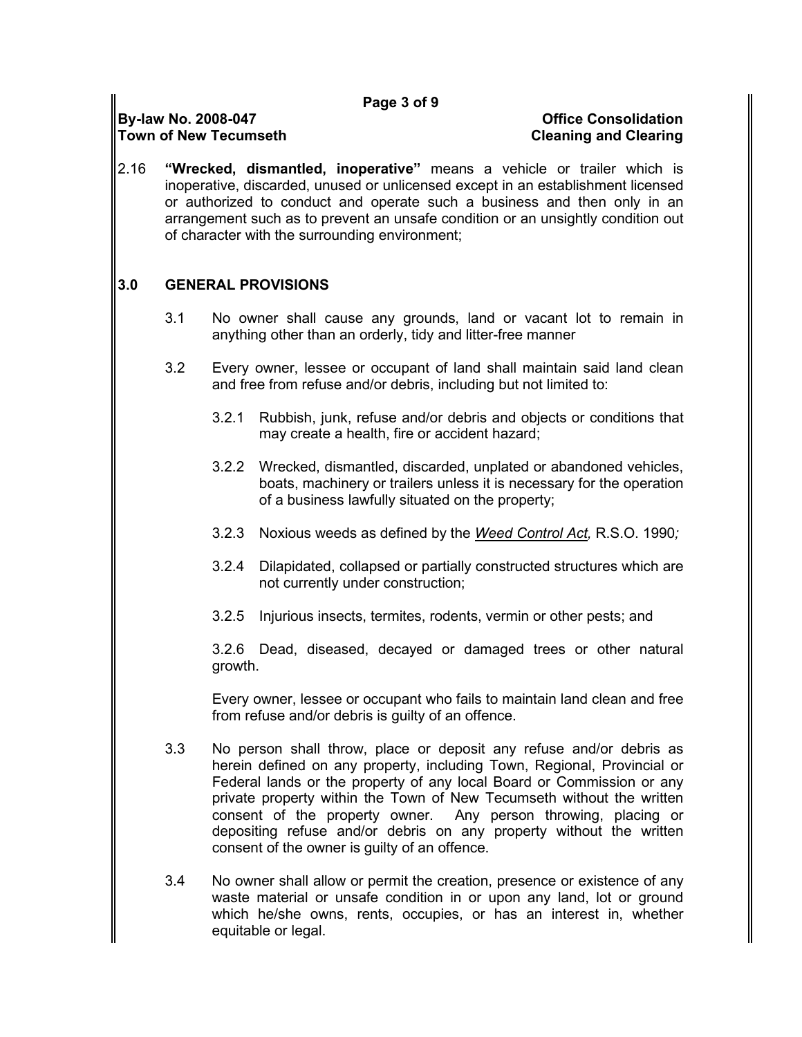2.16 **"Wrecked, dismantled, inoperative"** means a vehicle or trailer which is inoperative, discarded, unused or unlicensed except in an establishment licensed or authorized to conduct and operate such a business and then only in an arrangement such as to prevent an unsafe condition or an unsightly condition out of character with the surrounding environment;

## 3.0 GENERAL PROVISIONS

3.1 No owner shall cause any grounds, land or vacant lot to remain in anything other than an orderly, tidy and litter-free manner

3.2 Every owner, lessee or occupant of land shall maintain said land clean and free from refuse and/or debris, including but not limited to:

3.2.1 Rubbish, junk, refuse and/or debris and objects or conditions that may create a health, fire or accident hazard;

3.2.2 Wrecked, dismantled, discarded, unplated or abandoned vehicles, boats, machinery or trailers unless it is necessary for the operation of a business lawfully situated on the property;

3.2.3 Noxious weeds as defined by the *Weed Control Act,* R.S.O. 1990*;*

3.2.4 Dilapidated, collapsed or partially constructed structures which are not currently under construction;

3.2.5 Injurious insects, termites, rodents, vermin or other pests; and

3.2.6 Dead, diseased, decayed or damaged trees or other natural growth.

Every owner, lessee or occupant who fails to maintain land clean and free from refuse and/or debris is guilty of an offence.

3.3 No person shall throw, place or deposit any refuse and/or debris as herein defined on any property, including Town, Regional, Provincial or Federal lands or the property of any local Board or Commission or any private property within the Town of New Tecumseth without the written consent of the property owner. Any person throwing, placing or depositing refuse and/or debris on any property without the written consent of the owner is guilty of an offence.

3.4 No owner shall allow or permit the creation, presence or existence of any waste material or unsafe condition in or upon any land, lot or ground which he/she owns, rents, occupies, or has an interest in, whether equitable or legal.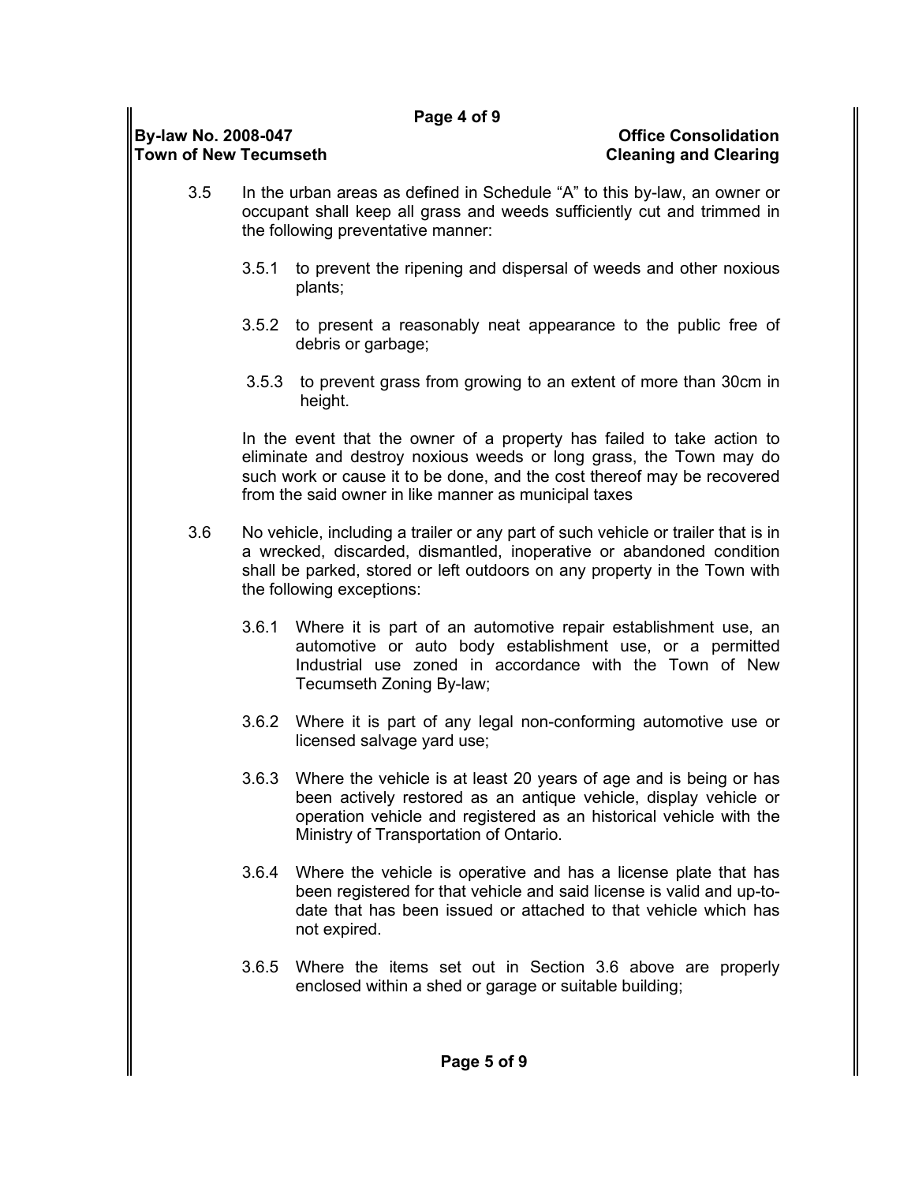3.5 In the urban areas as defined in Schedule "A" to this by-law, an owner or occupant shall keep all grass and weeds sufficiently cut and trimmed in the following preventative manner:

  3.5.1 to prevent the ripening and dispersal of weeds and other noxious plants;

  3.5.2 to present a reasonably neat appearance to the public free of debris or garbage;

  3.5.3 to prevent grass from growing to an extent of more than 30cm in height.

  In the event that the owner of a property has failed to take action to eliminate and destroy noxious weeds or long grass, the Town may do such work or cause it to be done, and the cost thereof may be recovered from the said owner in like manner as municipal taxes

3.6 No vehicle, including a trailer or any part of such vehicle or trailer that is in a wrecked, discarded, dismantled, inoperative or abandoned condition shall be parked, stored or left outdoors on any property in the Town with the following exceptions:

  3.6.1 Where it is part of an automotive repair establishment use, an automotive or auto body establishment use, or a permitted Industrial use zoned in accordance with the Town of New Tecumseth Zoning By-law;

  3.6.2 Where it is part of any legal non-conforming automotive use or licensed salvage yard use;

  3.6.3 Where the vehicle is at least 20 years of age and is being or has been actively restored as an antique vehicle, display vehicle or operation vehicle and registered as an historical vehicle with the Ministry of Transportation of Ontario.

  3.6.4 Where the vehicle is operative and has a license plate that has been registered for that vehicle and said license is valid and up-to-date that has been issued or attached to that vehicle which has not expired.

  3.6.5 Where the items set out in Section 3.6 above are properly enclosed within a shed or garage or suitable building;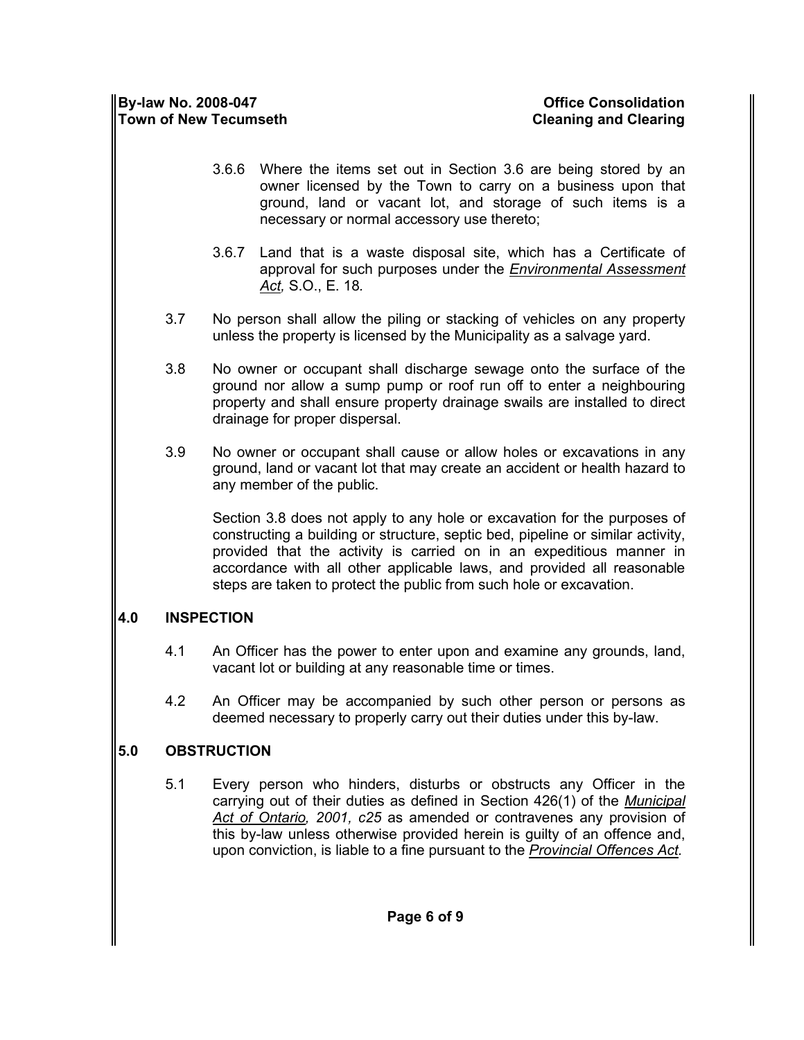3.6.6 Where the items set out in Section 3.6 are being stored by an owner licensed by the Town to carry on a business upon that ground, land or vacant lot, and storage of such items is a necessary or normal accessory use thereto;

3.6.7 Land that is a waste disposal site, which has a Certificate of approval for such purposes under the *Environmental Assessment Act,* S.O., E. 18.

3.7 No person shall allow the piling or stacking of vehicles on any property unless the property is licensed by the Municipality as a salvage yard.

3.8 No owner or occupant shall discharge sewage onto the surface of the ground nor allow a sump pump or roof run off to enter a neighbouring property and shall ensure property drainage swails are installed to direct drainage for proper dispersal.

3.9 No owner or occupant shall cause or allow holes or excavations in any ground, land or vacant lot that may create an accident or health hazard to any member of the public.

Section 3.8 does not apply to any hole or excavation for the purposes of constructing a building or structure, septic bed, pipeline or similar activity, provided that the activity is carried on in an expeditious manner in accordance with all other applicable laws, and provided all reasonable steps are taken to protect the public from such hole or excavation.

## 4.0 INSPECTION

4.1 An Officer has the power to enter upon and examine any grounds, land, vacant lot or building at any reasonable time or times.

4.2 An Officer may be accompanied by such other person or persons as deemed necessary to properly carry out their duties under this by-law.

## 5.0 OBSTRUCTION

5.1 Every person who hinders, disturbs or obstructs any Officer in the carrying out of their duties as defined in Section 426(1) of the *Municipal Act of Ontario, 2001, c25* as amended or contravenes any provision of this by-law unless otherwise provided herein is guilty of an offence and, upon conviction, is liable to a fine pursuant to the *Provincial Offences Act.*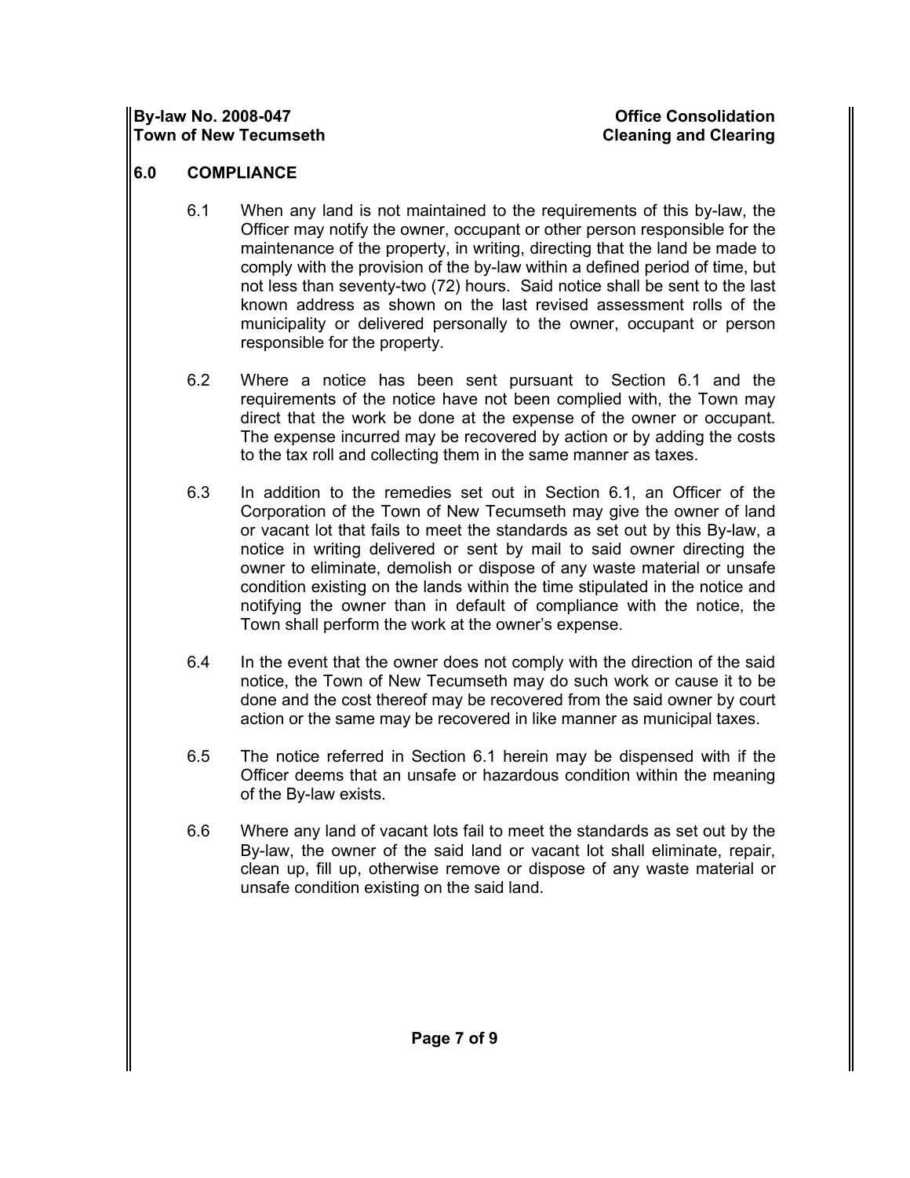## 6.0 COMPLIANCE

6.1 When any land is not maintained to the requirements of this by-law, the Officer may notify the owner, occupant or other person responsible for the maintenance of the property, in writing, directing that the land be made to comply with the provision of the by-law within a defined period of time, but not less than seventy-two (72) hours. Said notice shall be sent to the last known address as shown on the last revised assessment rolls of the municipality or delivered personally to the owner, occupant or person responsible for the property.

6.2 Where a notice has been sent pursuant to Section 6.1 and the requirements of the notice have not been complied with, the Town may direct that the work be done at the expense of the owner or occupant. The expense incurred may be recovered by action or by adding the costs to the tax roll and collecting them in the same manner as taxes.

6.3 In addition to the remedies set out in Section 6.1, an Officer of the Corporation of the Town of New Tecumseth may give the owner of land or vacant lot that fails to meet the standards as set out by this By-law, a notice in writing delivered or sent by mail to said owner directing the owner to eliminate, demolish or dispose of any waste material or unsafe condition existing on the lands within the time stipulated in the notice and notifying the owner than in default of compliance with the notice, the Town shall perform the work at the owner's expense.

6.4 In the event that the owner does not comply with the direction of the said notice, the Town of New Tecumseth may do such work or cause it to be done and the cost thereof may be recovered from the said owner by court action or the same may be recovered in like manner as municipal taxes.

6.5 The notice referred in Section 6.1 herein may be dispensed with if the Officer deems that an unsafe or hazardous condition within the meaning of the By-law exists.

6.6 Where any land of vacant lots fail to meet the standards as set out by the By-law, the owner of the said land or vacant lot shall eliminate, repair, clean up, fill up, otherwise remove or dispose of any waste material or unsafe condition existing on the said land.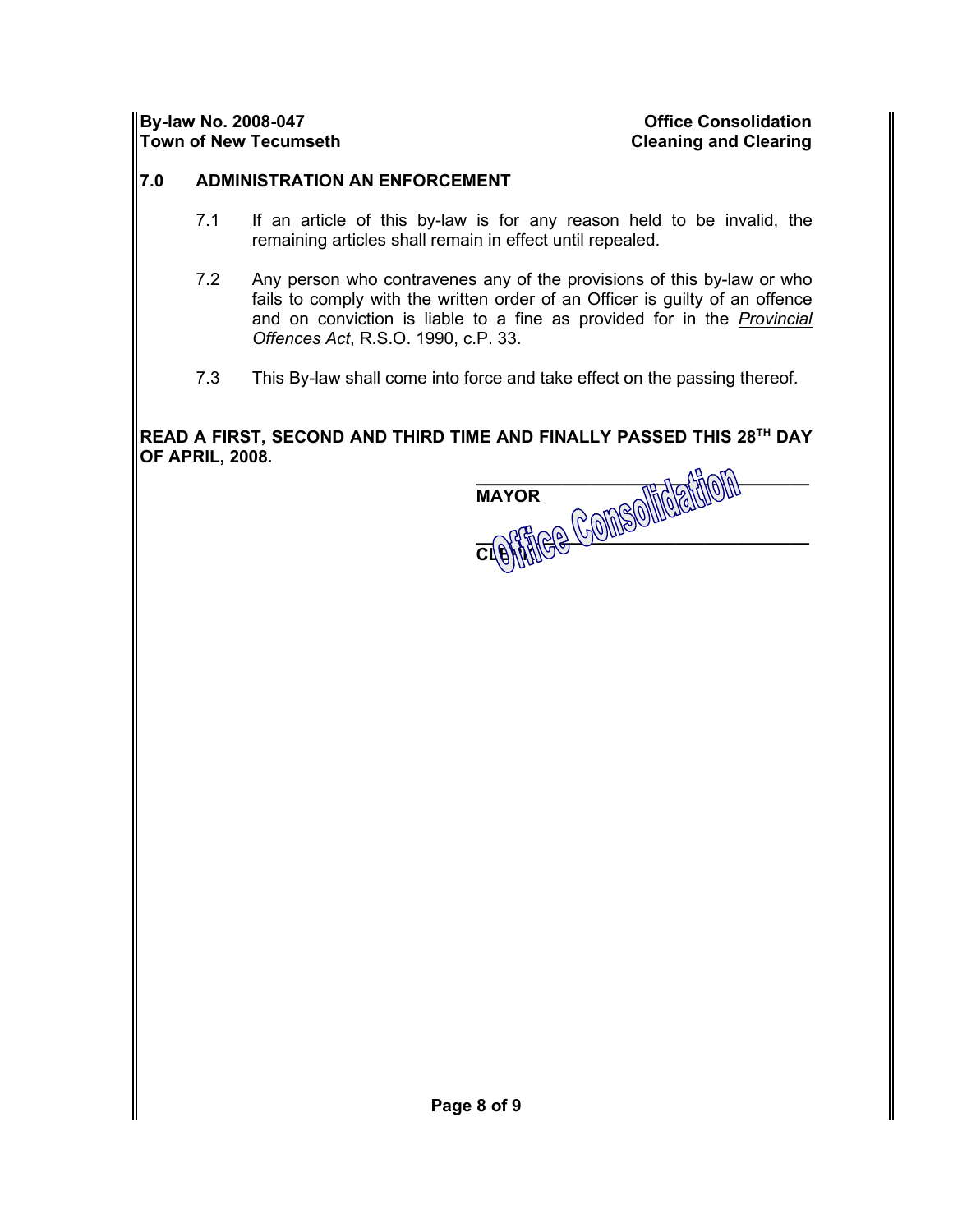## 7.0 ADMINISTRATION AN ENFORCEMENT

7.1 If an article of this by-law is for any reason held to be invalid, the remaining articles shall remain in effect until repealed.

7.2 Any person who contravenes any of the provisions of this by-law or who fails to comply with the written order of an Officer is guilty of an offence and on conviction is liable to a fine as provided for in the *Provincial Offences Act*, R.S.O. 1990, c.P. 33.

7.3 This By-law shall come into force and take effect on the passing thereof.

**READ A FIRST, SECOND AND THIRD TIME AND FINALLY PASSED THIS 28TH DAY OF APRIL, 2008.**

\_\_\_\_\_\_\_\_\_\_\_\_\_\_\_\_\_\_\_\_\_\_\_\_\_\_\_\_\_\_\_\_
**MAYOR**

\_\_\_\_\_\_\_\_\_\_\_\_\_\_\_\_\_\_\_\_\_\_\_\_\_\_\_\_\_\_\_\_
**CLERK**

Office Consolidation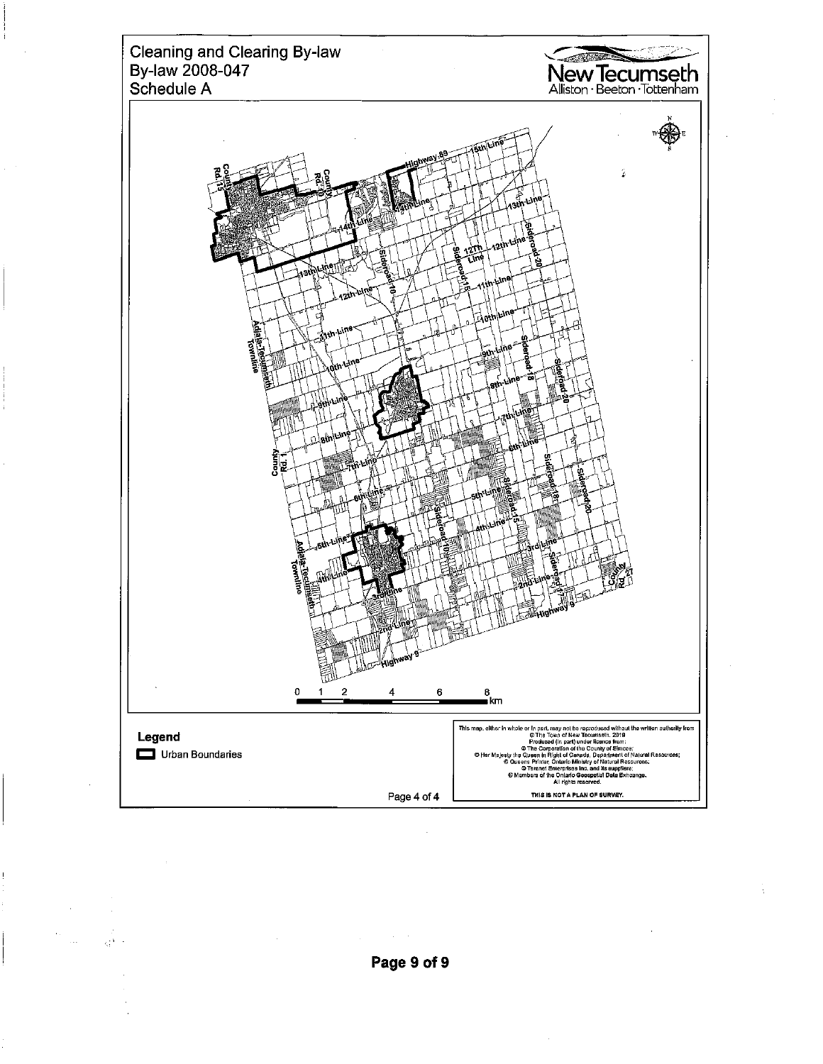Cleaning and Clearing By-law
By-law 2008-047
Schedule A

New Tecumseth
Alliston · Beeton · Tottenham

Highway 89
15th Line
County Rd. 15
County Rd. 10
14th Line
13th Line
12th Line
11th Line
10th Line
9th Line
8th Line
7th Line
6th Line
5th Line
4th Line
3rd Line
2nd Line
Highway 9
Sideroad 10
Sideroad 15
Sideroad 18
Sideroad 20
Sideroad 17
12Th Line
Adjala-Tecumseth Townline
County Rd. 1
County Rd. 27

0 1 2 4 6 8 km

**Legend**

Urban Boundaries

This map, either in whole or in part, may not be reproduced without the written authority from © The Town of New Tecumseth, 2019
Produced (in part) under licence from:
© The Corporation of the County of Simcoe;
© Her Majesty the Queen in Right of Canada, Department of Natural Resources;
© Queens Printer, Ontario Ministry of Natural Resources;
© Teranet Enterprises Inc. and its suppliers;
© Members of the Ontario Geospatial Data Exchange.
All rights reserved.

THIS IS NOT A PLAN OF SURVEY.